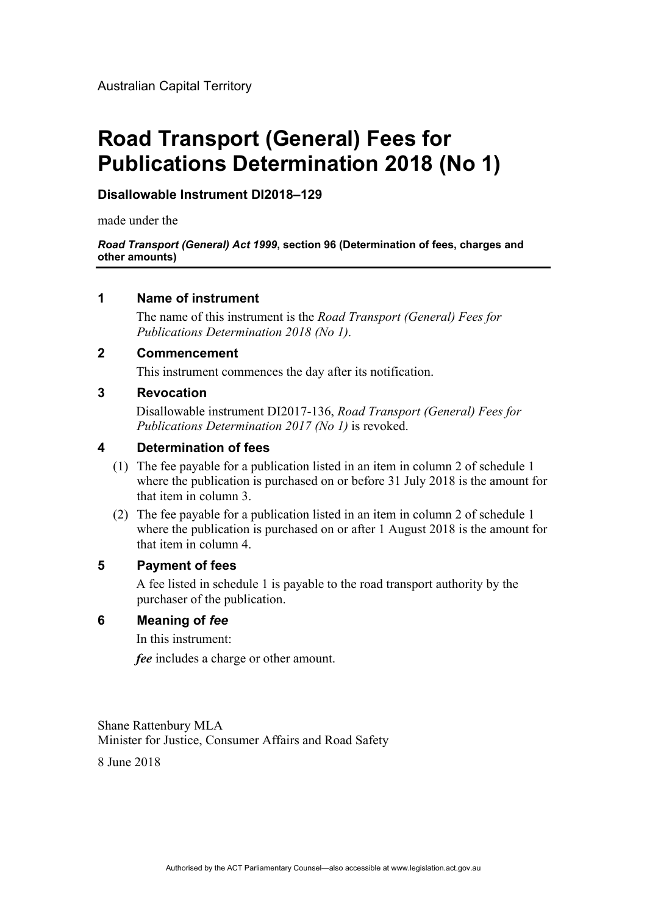Australian Capital Territory

# Road Transport (General) Fees for Publications Determination 2018 (No 1)

**Disallowable Instrument DI2018–129**

made under the

***Road Transport (General) Act 1999*, section 96 (Determination of fees, charges and other amounts)**

## 1 Name of instrument

The name of this instrument is the *Road Transport (General) Fees for Publications Determination 2018 (No 1)*.

## 2 Commencement

This instrument commences the day after its notification.

## 3 Revocation

Disallowable instrument DI2017-136, *Road Transport (General) Fees for Publications Determination 2017 (No 1)* is revoked.

## 4 Determination of fees

(1) The fee payable for a publication listed in an item in column 2 of schedule 1 where the publication is purchased on or before 31 July 2018 is the amount for that item in column 3.

(2) The fee payable for a publication listed in an item in column 2 of schedule 1 where the publication is purchased on or after 1 August 2018 is the amount for that item in column 4.

## 5 Payment of fees

A fee listed in schedule 1 is payable to the road transport authority by the purchaser of the publication.

## 6 Meaning of *fee*

In this instrument:

***fee*** includes a charge or other amount.

Shane Rattenbury MLA
Minister for Justice, Consumer Affairs and Road Safety

8 June 2018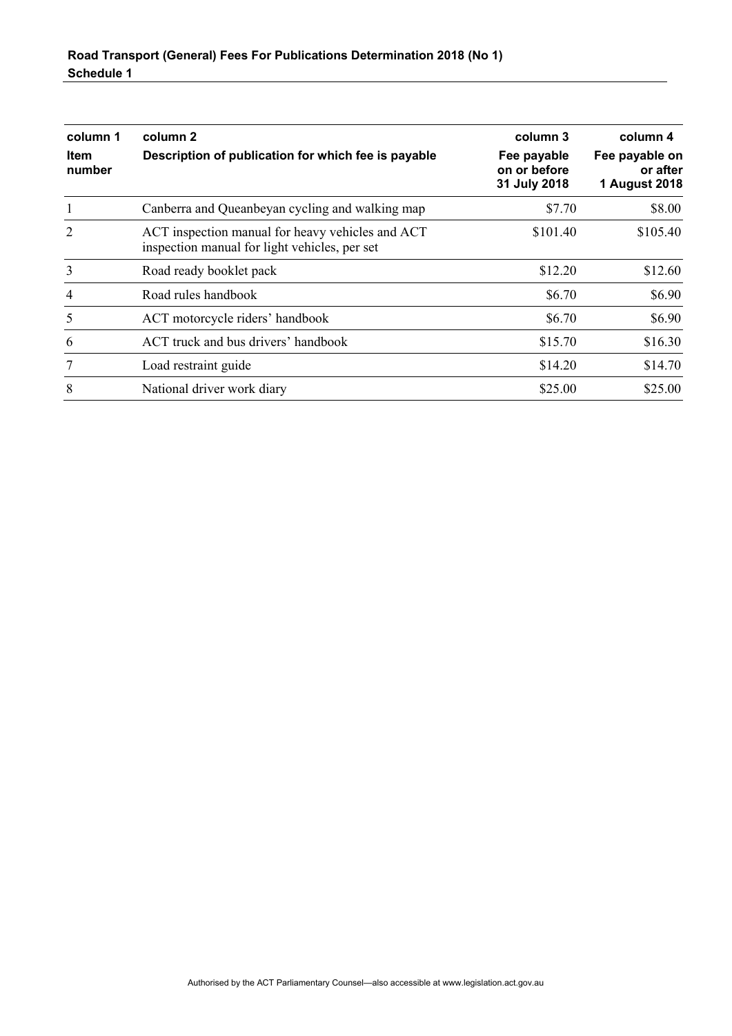| column 1<br>Item number | column 2<br>Description of publication for which fee is payable | column 3<br>Fee payable on or before 31 July 2018 | column 4<br>Fee payable on or after 1 August 2018 |
|---|---|---|---|
| 1 | Canberra and Queanbeyan cycling and walking map | $7.70 | $8.00 |
| 2 | ACT inspection manual for heavy vehicles and ACT inspection manual for light vehicles, per set | $101.40 | $105.40 |
| 3 | Road ready booklet pack | $12.20 | $12.60 |
| 4 | Road rules handbook | $6.70 | $6.90 |
| 5 | ACT motorcycle riders' handbook | $6.70 | $6.90 |
| 6 | ACT truck and bus drivers' handbook | $15.70 | $16.30 |
| 7 | Load restraint guide | $14.20 | $14.70 |
| 8 | National driver work diary | $25.00 | $25.00 |